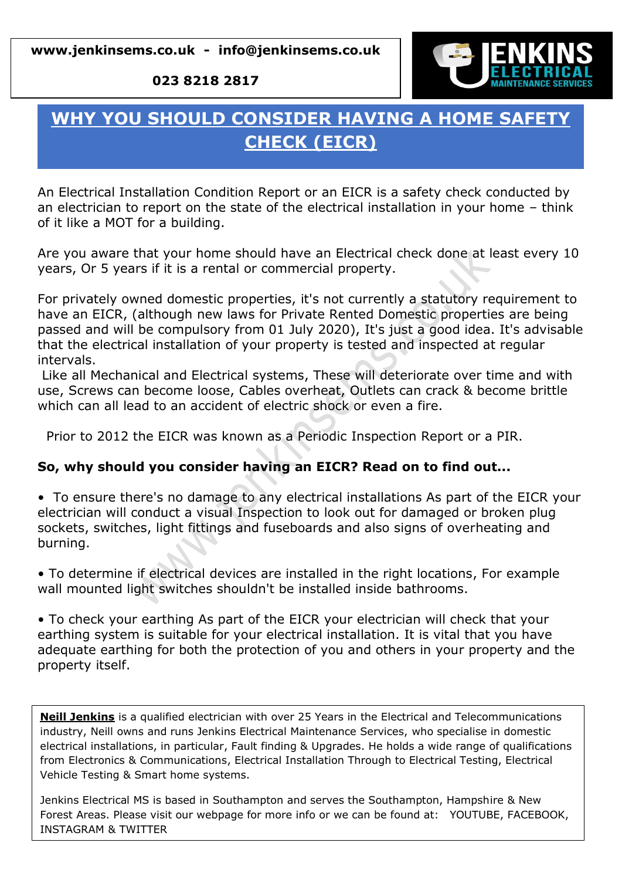**www.jenkinsems.co.uk - info@jenkinsems.co.uk**

**023 8218 2817**

JENKINS ELECTRICAL MAINTENANCE SERVICES

# WHY YOU SHOULD CONSIDER HAVING A HOME SAFETY CHECK (EICR)

An Electrical Installation Condition Report or an EICR is a safety check conducted by an electrician to report on the state of the electrical installation in your home – think of it like a MOT for a building.

Are you aware that your home should have an Electrical check done at least every 10 years, Or 5 years if it is a rental or commercial property.

For privately owned domestic properties, it's not currently a statutory requirement to have an EICR, (although new laws for Private Rented Domestic properties are being passed and will be compulsory from 01 July 2020), It's just a good idea. It's advisable that the electrical installation of your property is tested and inspected at regular intervals.

Like all Mechanical and Electrical systems, These will deteriorate over time and with use, Screws can become loose, Cables overheat, Outlets can crack & become brittle which can all lead to an accident of electric shock or even a fire.

Prior to 2012 the EICR was known as a Periodic Inspection Report or a PIR.

**So, why should you consider having an EICR? Read on to find out...**

- To ensure there's no damage to any electrical installations As part of the EICR your electrician will conduct a visual Inspection to look out for damaged or broken plug sockets, switches, light fittings and fuseboards and also signs of overheating and burning.

- To determine if electrical devices are installed in the right locations, For example wall mounted light switches shouldn't be installed inside bathrooms.

- To check your earthing As part of the EICR your electrician will check that your earthing system is suitable for your electrical installation. It is vital that you have adequate earthing for both the protection of you and others in your property and the property itself.

**Neill Jenkins** is a qualified electrician with over 25 Years in the Electrical and Telecommunications industry, Neill owns and runs Jenkins Electrical Maintenance Services, who specialise in domestic electrical installations, in particular, Fault finding & Upgrades. He holds a wide range of qualifications from Electronics & Communications, Electrical Installation Through to Electrical Testing, Electrical Vehicle Testing & Smart home systems.

Jenkins Electrical MS is based in Southampton and serves the Southampton, Hampshire & New Forest Areas. Please visit our webpage for more info or we can be found at: YOUTUBE, FACEBOOK, INSTAGRAM & TWITTER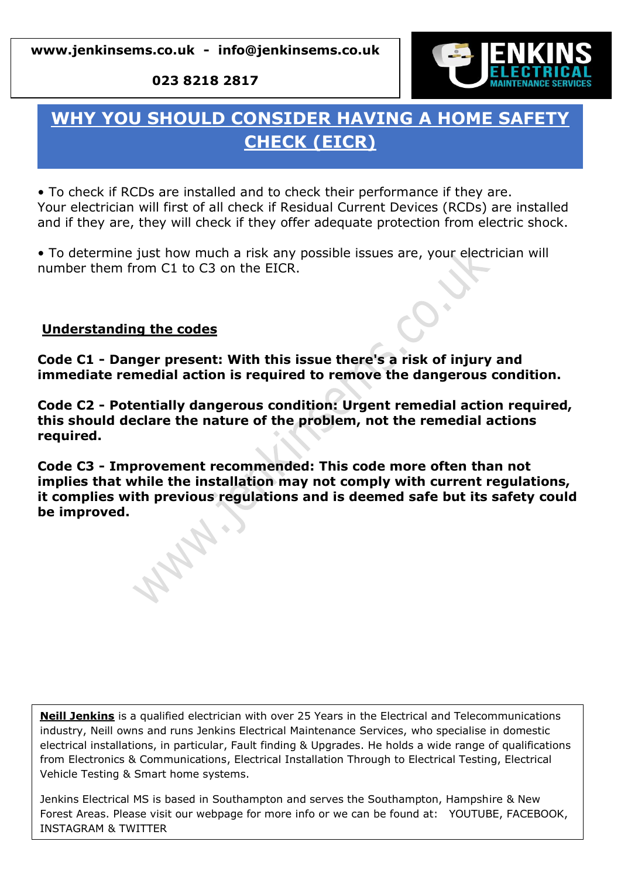www.jenkinsems.co.uk - info@jenkinsems.co.uk

023 8218 2817

# WHY YOU SHOULD CONSIDER HAVING A HOME SAFETY CHECK (EICR)

• To check if RCDs are installed and to check their performance if they are. Your electrician will first of all check if Residual Current Devices (RCDs) are installed and if they are, they will check if they offer adequate protection from electric shock.

• To determine just how much a risk any possible issues are, your electrician will number them from C1 to C3 on the EICR.

## Understanding the codes

**Code C1 - Danger present: With this issue there's a risk of injury and immediate remedial action is required to remove the dangerous condition.**

**Code C2 - Potentially dangerous condition: Urgent remedial action required, this should declare the nature of the problem, not the remedial actions required.**

**Code C3 - Improvement recommended: This code more often than not implies that while the installation may not comply with current regulations, it complies with previous regulations and is deemed safe but its safety could be improved.**

**Neill Jenkins** is a qualified electrician with over 25 Years in the Electrical and Telecommunications industry, Neill owns and runs Jenkins Electrical Maintenance Services, who specialise in domestic electrical installations, in particular, Fault finding & Upgrades. He holds a wide range of qualifications from Electronics & Communications, Electrical Installation Through to Electrical Testing, Electrical Vehicle Testing & Smart home systems.

Jenkins Electrical MS is based in Southampton and serves the Southampton, Hampshire & New Forest Areas. Please visit our webpage for more info or we can be found at: YOUTUBE, FACEBOOK, INSTAGRAM & TWITTER